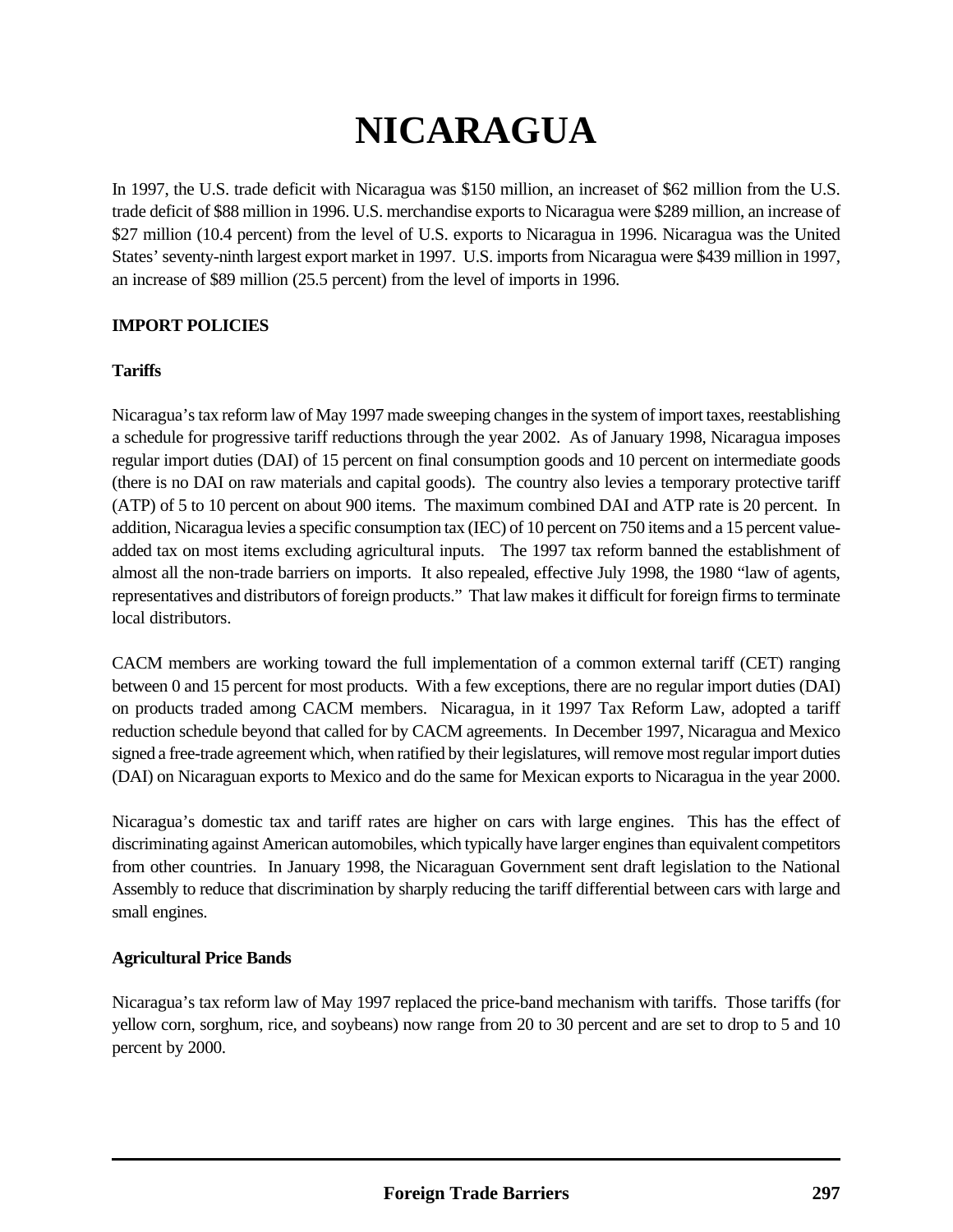# NICARAGUA

In 1997, the U.S. trade deficit with Nicaragua was $150 million, an increaset of $62 million from the U.S. trade deficit of $88 million in 1996. U.S. merchandise exports to Nicaragua were $289 million, an increase of $27 million (10.4 percent) from the level of U.S. exports to Nicaragua in 1996. Nicaragua was the United States' seventy-ninth largest export market in 1997. U.S. imports from Nicaragua were $439 million in 1997, an increase of $89 million (25.5 percent) from the level of imports in 1996.

## IMPORT POLICIES

### Tariffs

Nicaragua's tax reform law of May 1997 made sweeping changes in the system of import taxes, reestablishing a schedule for progressive tariff reductions through the year 2002. As of January 1998, Nicaragua imposes regular import duties (DAI) of 15 percent on final consumption goods and 10 percent on intermediate goods (there is no DAI on raw materials and capital goods). The country also levies a temporary protective tariff (ATP) of 5 to 10 percent on about 900 items. The maximum combined DAI and ATP rate is 20 percent. In addition, Nicaragua levies a specific consumption tax (IEC) of 10 percent on 750 items and a 15 percent value-added tax on most items excluding agricultural inputs. The 1997 tax reform banned the establishment of almost all the non-trade barriers on imports. It also repealed, effective July 1998, the 1980 "law of agents, representatives and distributors of foreign products." That law makes it difficult for foreign firms to terminate local distributors.

CACM members are working toward the full implementation of a common external tariff (CET) ranging between 0 and 15 percent for most products. With a few exceptions, there are no regular import duties (DAI) on products traded among CACM members. Nicaragua, in it 1997 Tax Reform Law, adopted a tariff reduction schedule beyond that called for by CACM agreements. In December 1997, Nicaragua and Mexico signed a free-trade agreement which, when ratified by their legislatures, will remove most regular import duties (DAI) on Nicaraguan exports to Mexico and do the same for Mexican exports to Nicaragua in the year 2000.

Nicaragua's domestic tax and tariff rates are higher on cars with large engines. This has the effect of discriminating against American automobiles, which typically have larger engines than equivalent competitors from other countries. In January 1998, the Nicaraguan Government sent draft legislation to the National Assembly to reduce that discrimination by sharply reducing the tariff differential between cars with large and small engines.

### Agricultural Price Bands

Nicaragua's tax reform law of May 1997 replaced the price-band mechanism with tariffs. Those tariffs (for yellow corn, sorghum, rice, and soybeans) now range from 20 to 30 percent and are set to drop to 5 and 10 percent by 2000.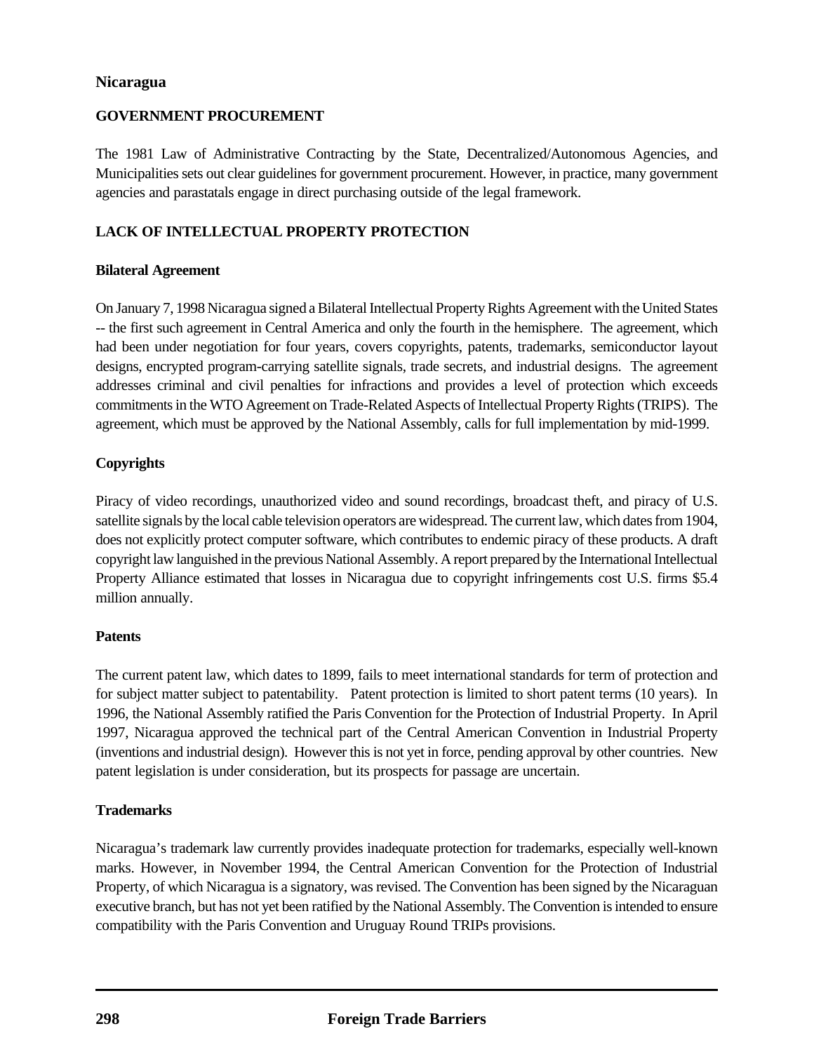## Nicaragua

### GOVERNMENT PROCUREMENT

The 1981 Law of Administrative Contracting by the State, Decentralized/Autonomous Agencies, and Municipalities sets out clear guidelines for government procurement. However, in practice, many government agencies and parastatals engage in direct purchasing outside of the legal framework.

### LACK OF INTELLECTUAL PROPERTY PROTECTION

#### Bilateral Agreement

On January 7, 1998 Nicaragua signed a Bilateral Intellectual Property Rights Agreement with the United States -- the first such agreement in Central America and only the fourth in the hemisphere. The agreement, which had been under negotiation for four years, covers copyrights, patents, trademarks, semiconductor layout designs, encrypted program-carrying satellite signals, trade secrets, and industrial designs. The agreement addresses criminal and civil penalties for infractions and provides a level of protection which exceeds commitments in the WTO Agreement on Trade-Related Aspects of Intellectual Property Rights (TRIPS). The agreement, which must be approved by the National Assembly, calls for full implementation by mid-1999.

#### Copyrights

Piracy of video recordings, unauthorized video and sound recordings, broadcast theft, and piracy of U.S. satellite signals by the local cable television operators are widespread. The current law, which dates from 1904, does not explicitly protect computer software, which contributes to endemic piracy of these products. A draft copyright law languished in the previous National Assembly. A report prepared by the International Intellectual Property Alliance estimated that losses in Nicaragua due to copyright infringements cost U.S. firms $5.4 million annually.

#### Patents

The current patent law, which dates to 1899, fails to meet international standards for term of protection and for subject matter subject to patentability. Patent protection is limited to short patent terms (10 years). In 1996, the National Assembly ratified the Paris Convention for the Protection of Industrial Property. In April 1997, Nicaragua approved the technical part of the Central American Convention in Industrial Property (inventions and industrial design). However this is not yet in force, pending approval by other countries. New patent legislation is under consideration, but its prospects for passage are uncertain.

#### Trademarks

Nicaragua's trademark law currently provides inadequate protection for trademarks, especially well-known marks. However, in November 1994, the Central American Convention for the Protection of Industrial Property, of which Nicaragua is a signatory, was revised. The Convention has been signed by the Nicaraguan executive branch, but has not yet been ratified by the National Assembly. The Convention is intended to ensure compatibility with the Paris Convention and Uruguay Round TRIPs provisions.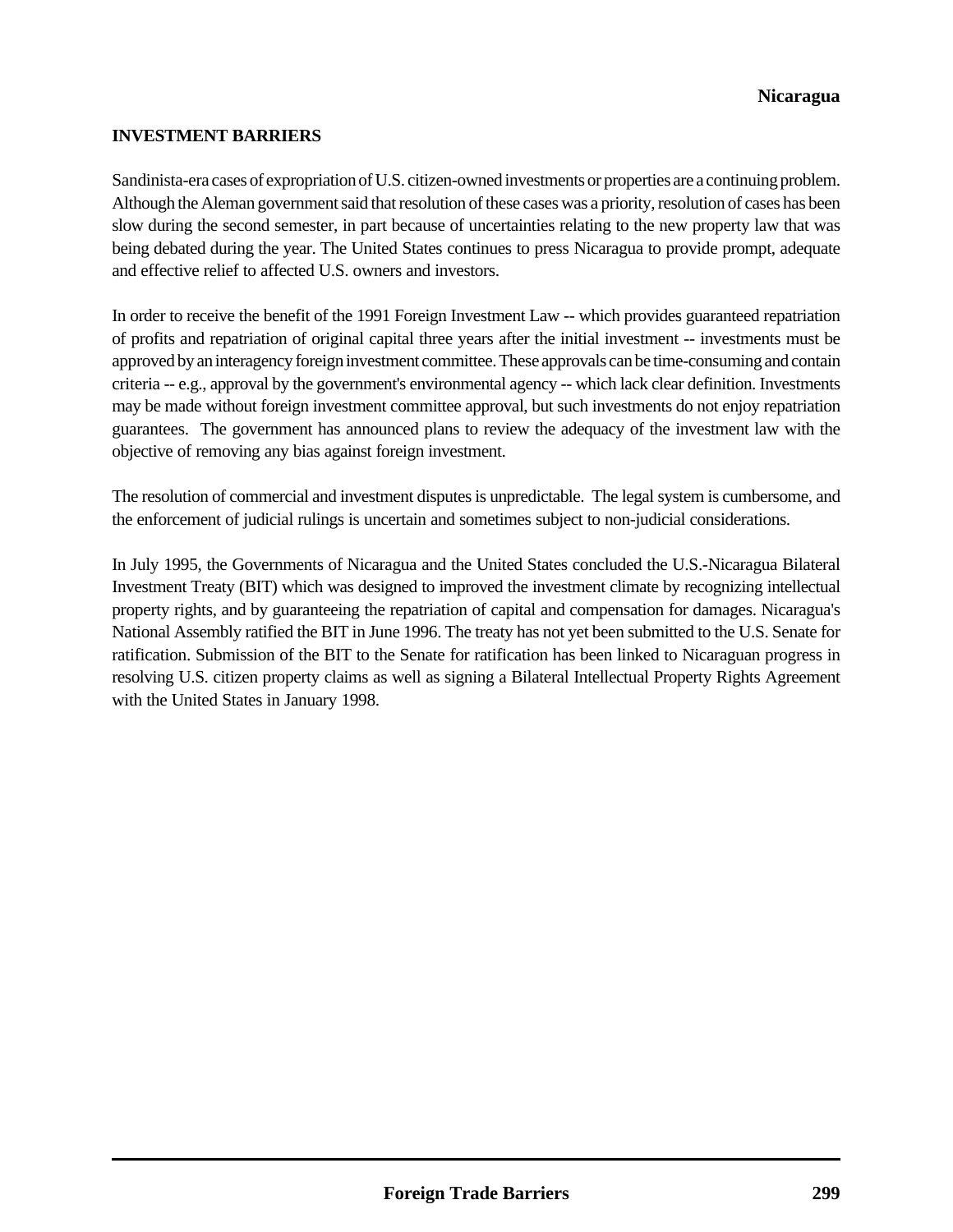## INVESTMENT BARRIERS

Sandinista-era cases of expropriation of U.S. citizen-owned investments or properties are a continuing problem. Although the Aleman government said that resolution of these cases was a priority, resolution of cases has been slow during the second semester, in part because of uncertainties relating to the new property law that was being debated during the year. The United States continues to press Nicaragua to provide prompt, adequate and effective relief to affected U.S. owners and investors.

In order to receive the benefit of the 1991 Foreign Investment Law -- which provides guaranteed repatriation of profits and repatriation of original capital three years after the initial investment -- investments must be approved by an interagency foreign investment committee. These approvals can be time-consuming and contain criteria -- e.g., approval by the government's environmental agency -- which lack clear definition. Investments may be made without foreign investment committee approval, but such investments do not enjoy repatriation guarantees. The government has announced plans to review the adequacy of the investment law with the objective of removing any bias against foreign investment.

The resolution of commercial and investment disputes is unpredictable. The legal system is cumbersome, and the enforcement of judicial rulings is uncertain and sometimes subject to non-judicial considerations.

In July 1995, the Governments of Nicaragua and the United States concluded the U.S.-Nicaragua Bilateral Investment Treaty (BIT) which was designed to improved the investment climate by recognizing intellectual property rights, and by guaranteeing the repatriation of capital and compensation for damages. Nicaragua's National Assembly ratified the BIT in June 1996. The treaty has not yet been submitted to the U.S. Senate for ratification. Submission of the BIT to the Senate for ratification has been linked to Nicaraguan progress in resolving U.S. citizen property claims as well as signing a Bilateral Intellectual Property Rights Agreement with the United States in January 1998.